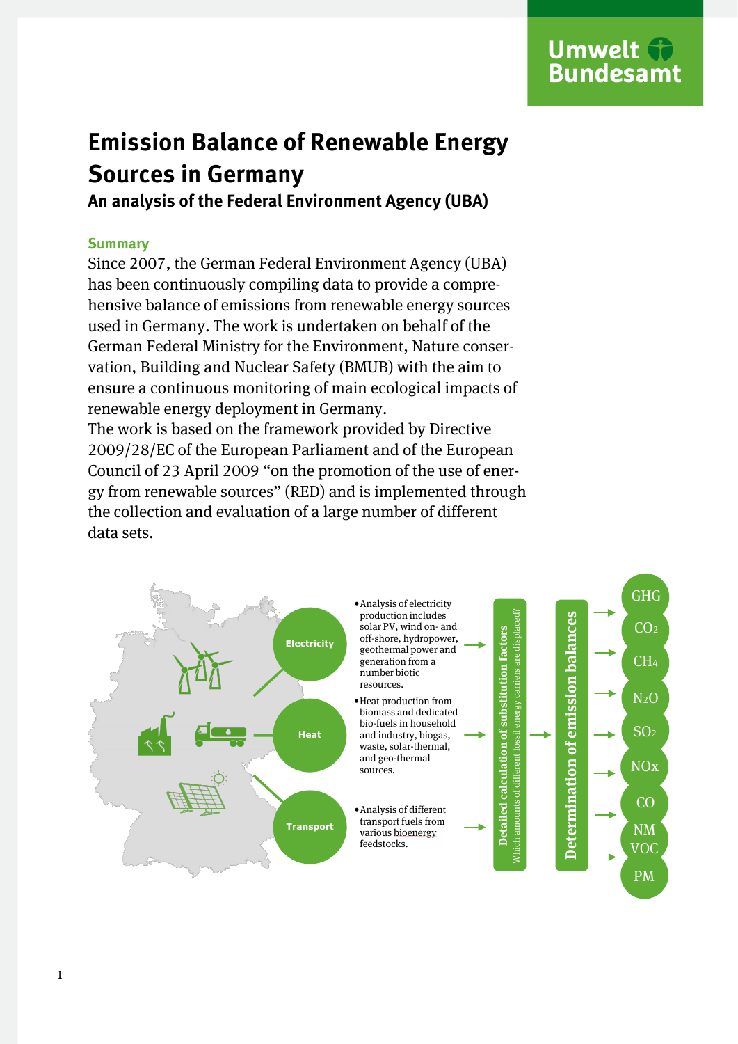# Emission Balance of Renewable Energy Sources in Germany

## An analysis of the Federal Environment Agency (UBA)

### Summary

Since 2007, the German Federal Environment Agency (UBA) has been continuously compiling data to provide a comprehensive balance of emissions from renewable energy sources used in Germany. The work is undertaken on behalf of the German Federal Ministry for the Environment, Nature conservation, Building and Nuclear Safety (BMUB) with the aim to ensure a continuous monitoring of main ecological impacts of renewable energy deployment in Germany.

The work is based on the framework provided by Directive 2009/28/EC of the European Parliament and of the European Council of 23 April 2009 "on the promotion of the use of energy from renewable sources" (RED) and is implemented through the collection and evaluation of a large number of different data sets.

Electricity

- Analysis of electricity production includes solar PV, wind on- and off-shore, hydropower, geothermal power and generation from a number biotic resources.

Heat

- Heat production from biomass and dedicated bio-fuels in household and industry, biogas, waste, solar-thermal, and geo-thermal sources.

Transport

- Analysis of different transport fuels from various bioenergy feedstocks.

**Detailed calculation of substitution factors**
Which amounts of different fossil energy carriers are displaced?

**Determination of emission balances**

GHG, $CO_2$, $CH_4$, $N_2O$, $SO_2$, NOx, CO, NMVOC, PM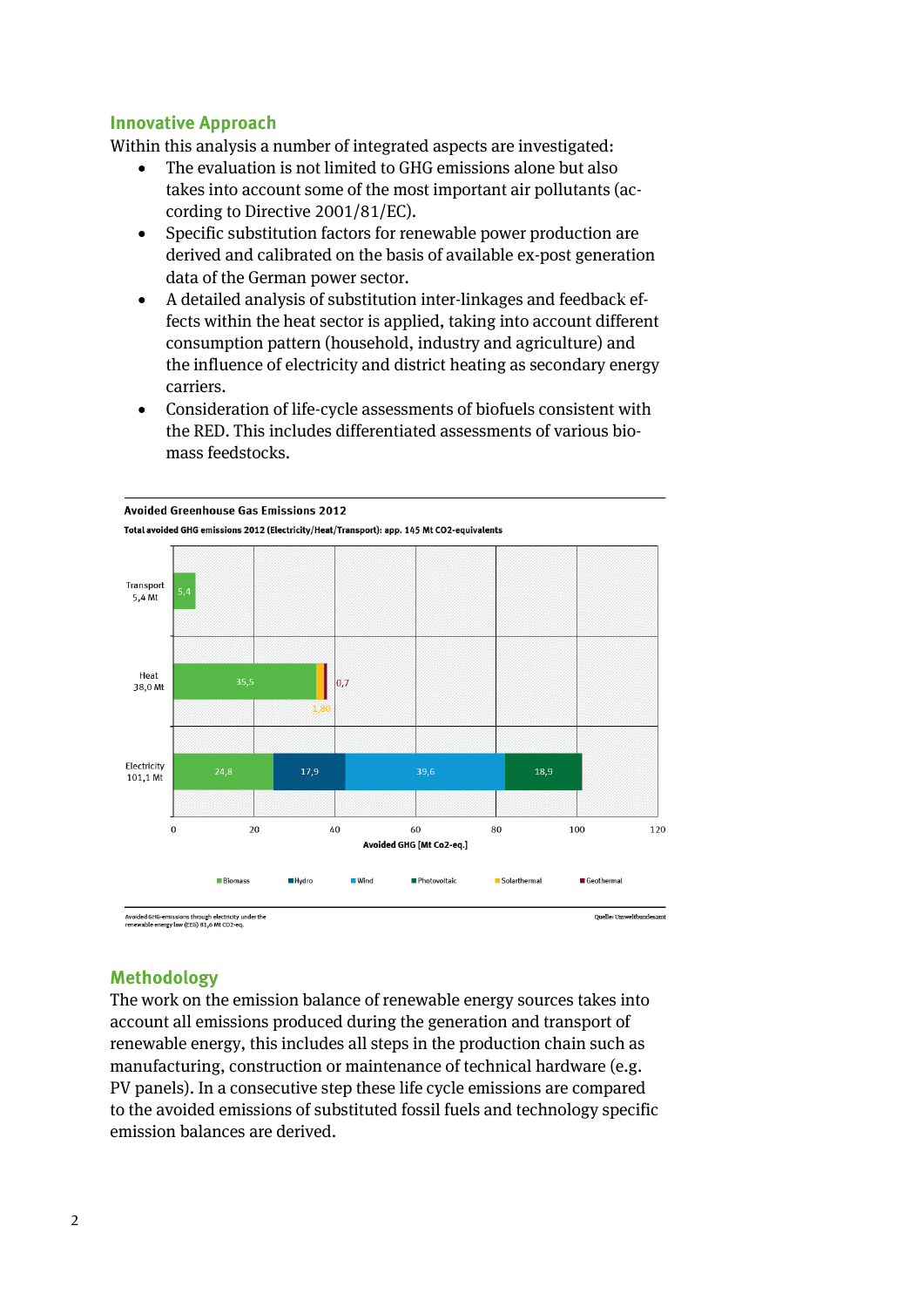## Innovative Approach

Within this analysis a number of integrated aspects are investigated:

- The evaluation is not limited to GHG emissions alone but also takes into account some of the most important air pollutants (according to Directive 2001/81/EC).
- Specific substitution factors for renewable power production are derived and calibrated on the basis of available ex-post generation data of the German power sector.
- A detailed analysis of substitution inter-linkages and feedback effects within the heat sector is applied, taking into account different consumption pattern (household, industry and agriculture) and the influence of electricity and district heating as secondary energy carriers.
- Consideration of life-cycle assessments of biofuels consistent with the RED. This includes differentiated assessments of various biomass feedstocks.

**Avoided Greenhouse Gas Emissions 2012**

**Total avoided GHG emissions 2012 (Electricity/Heat/Transport): app. 145 Mt CO2-equivalents**

| Sector | Biomass | Hydro | Wind | Photovoltaic | Solarthermal | Geothermal |
|---|---|---|---|---|---|---|
| Transport 5,4 Mt | 5,4 | | | | | |
| Heat 38,0 Mt | 35,5 | | | | 1,80 | 0,7 |
| Electricity 101,1 Mt | 24,8 | 17,9 | 39,6 | 18,9 | | |

Avoided GHG [Mt Co2-eq.]

Avoided GHG-emissions through electricity under the renewable energy law (EEG) 81,6 Mt CO2-eq.

Quelle: Umweltbundesamt

## Methodology

The work on the emission balance of renewable energy sources takes into account all emissions produced during the generation and transport of renewable energy, this includes all steps in the production chain such as manufacturing, construction or maintenance of technical hardware (e.g. PV panels). In a consecutive step these life cycle emissions are compared to the avoided emissions of substituted fossil fuels and technology specific emission balances are derived.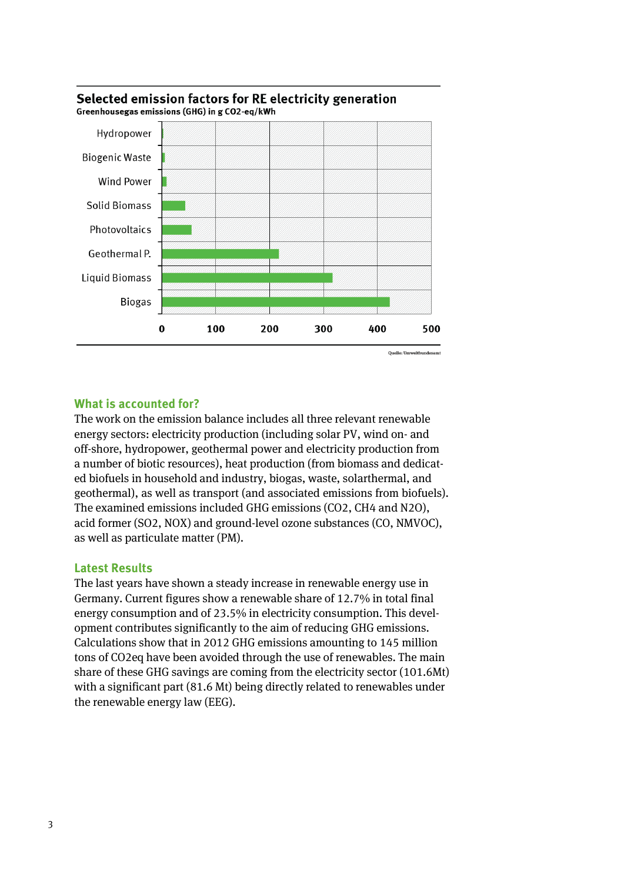## Selected emission factors for RE electricity generation

**Greenhousegas emissions (GHG) in g CO2-eq/kWh**

| Source | Approx. value (g CO2-eq/kWh) |
|---|---|
| Hydropower | ~3 |
| Biogenic Waste | ~5 |
| Wind Power | ~10 |
| Solid Biomass | ~45 |
| Photovoltaics | ~55 |
| Geothermal P. | ~218 |
| Liquid Biomass | ~317 |
| Biogas | ~423 |

Quelle: Umweltbundesamt

### What is accounted for?

The work on the emission balance includes all three relevant renewable energy sectors: electricity production (including solar PV, wind on- and off-shore, hydropower, geothermal power and electricity production from a number of biotic resources), heat production (from biomass and dedicated biofuels in household and industry, biogas, waste, solarthermal, and geothermal), as well as transport (and associated emissions from biofuels). The examined emissions included GHG emissions ($CO_2$, $CH_4$ and $N_2O$), acid former ($SO_2$, $NO_X$) and ground-level ozone substances (CO, NMVOC), as well as particulate matter (PM).

### Latest Results

The last years have shown a steady increase in renewable energy use in Germany. Current figures show a renewable share of 12.7% in total final energy consumption and of 23.5% in electricity consumption. This development contributes significantly to the aim of reducing GHG emissions. Calculations show that in 2012 GHG emissions amounting to 145 million tons of CO2eq have been avoided through the use of renewables. The main share of these GHG savings are coming from the electricity sector (101.6Mt) with a significant part (81.6 Mt) being directly related to renewables under the renewable energy law (EEG).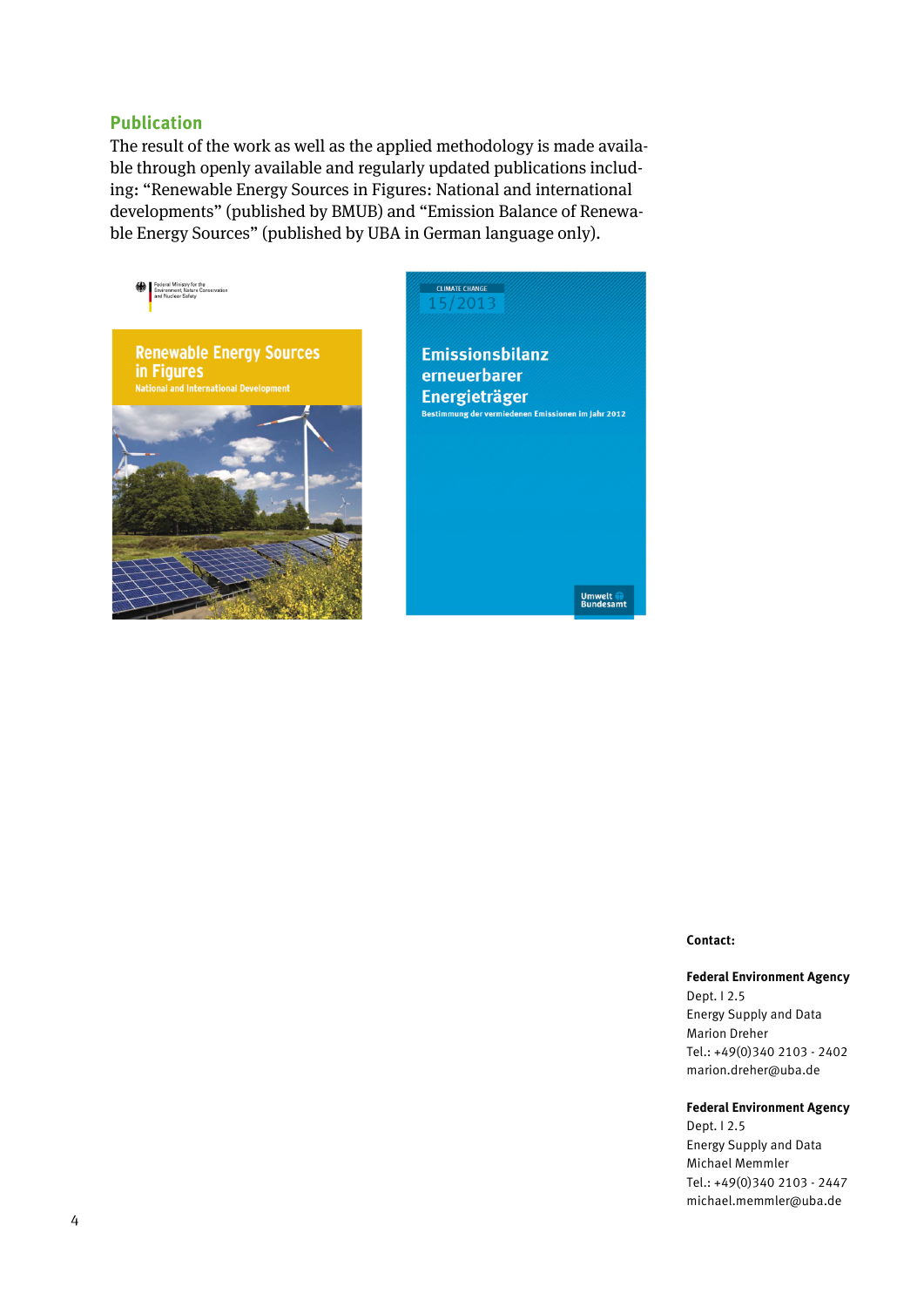## Publication

The result of the work as well as the applied methodology is made available through openly available and regularly updated publications including: “Renewable Energy Sources in Figures: National and international developments” (published by BMUB) and “Emission Balance of Renewable Energy Sources” (published by UBA in German language only).

Federal Ministry for the Environment, Nature Conservation and Nuclear Safety

Renewable Energy Sources in Figures

National and International Development

CLIMATE CHANGE

15/2013

Emissionsbilanz erneuerbarer Energieträger

Bestimmung der vermiedenen Emissionen im Jahr 2012

Umwelt Bundesamt

**Contact:**

**Federal Environment Agency**
Dept. I 2.5
Energy Supply and Data
Marion Dreher
Tel.: +49(0)340 2103 - 2402
marion.dreher@uba.de

**Federal Environment Agency**
Dept. I 2.5
Energy Supply and Data
Michael Memmler
Tel.: +49(0)340 2103 - 2447
michael.memmler@uba.de